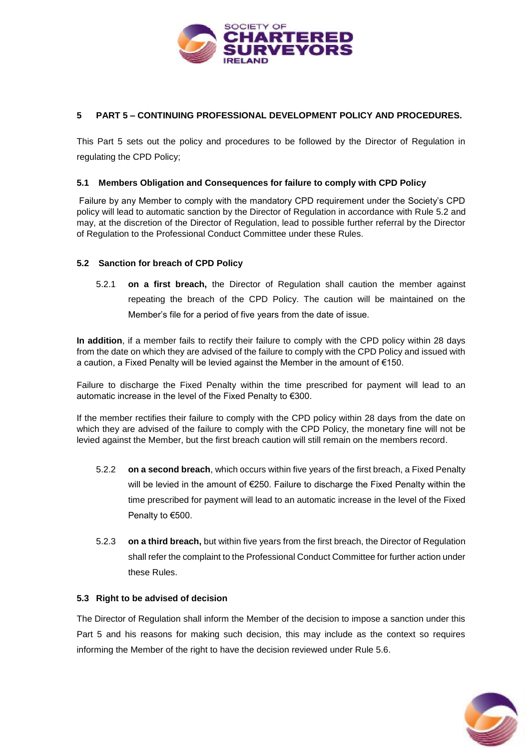## 5 PART 5 – CONTINUING PROFESSIONAL DEVELOPMENT POLICY AND PROCEDURES.

This Part 5 sets out the policy and procedures to be followed by the Director of Regulation in regulating the CPD Policy;

### 5.1 Members Obligation and Consequences for failure to comply with CPD Policy

Failure by any Member to comply with the mandatory CPD requirement under the Society's CPD policy will lead to automatic sanction by the Director of Regulation in accordance with Rule 5.2 and may, at the discretion of the Director of Regulation, lead to possible further referral by the Director of Regulation to the Professional Conduct Committee under these Rules.

### 5.2 Sanction for breach of CPD Policy

5.2.1 **on a first breach,** the Director of Regulation shall caution the member against repeating the breach of the CPD Policy. The caution will be maintained on the Member's file for a period of five years from the date of issue.

**In addition**, if a member fails to rectify their failure to comply with the CPD policy within 28 days from the date on which they are advised of the failure to comply with the CPD Policy and issued with a caution, a Fixed Penalty will be levied against the Member in the amount of €150.

Failure to discharge the Fixed Penalty within the time prescribed for payment will lead to an automatic increase in the level of the Fixed Penalty to €300.

If the member rectifies their failure to comply with the CPD policy within 28 days from the date on which they are advised of the failure to comply with the CPD Policy, the monetary fine will not be levied against the Member, but the first breach caution will still remain on the members record.

5.2.2 **on a second breach**, which occurs within five years of the first breach, a Fixed Penalty will be levied in the amount of €250. Failure to discharge the Fixed Penalty within the time prescribed for payment will lead to an automatic increase in the level of the Fixed Penalty to €500.

5.2.3 **on a third breach,** but within five years from the first breach, the Director of Regulation shall refer the complaint to the Professional Conduct Committee for further action under these Rules.

### 5.3 Right to be advised of decision

The Director of Regulation shall inform the Member of the decision to impose a sanction under this Part 5 and his reasons for making such decision, this may include as the context so requires informing the Member of the right to have the decision reviewed under Rule 5.6.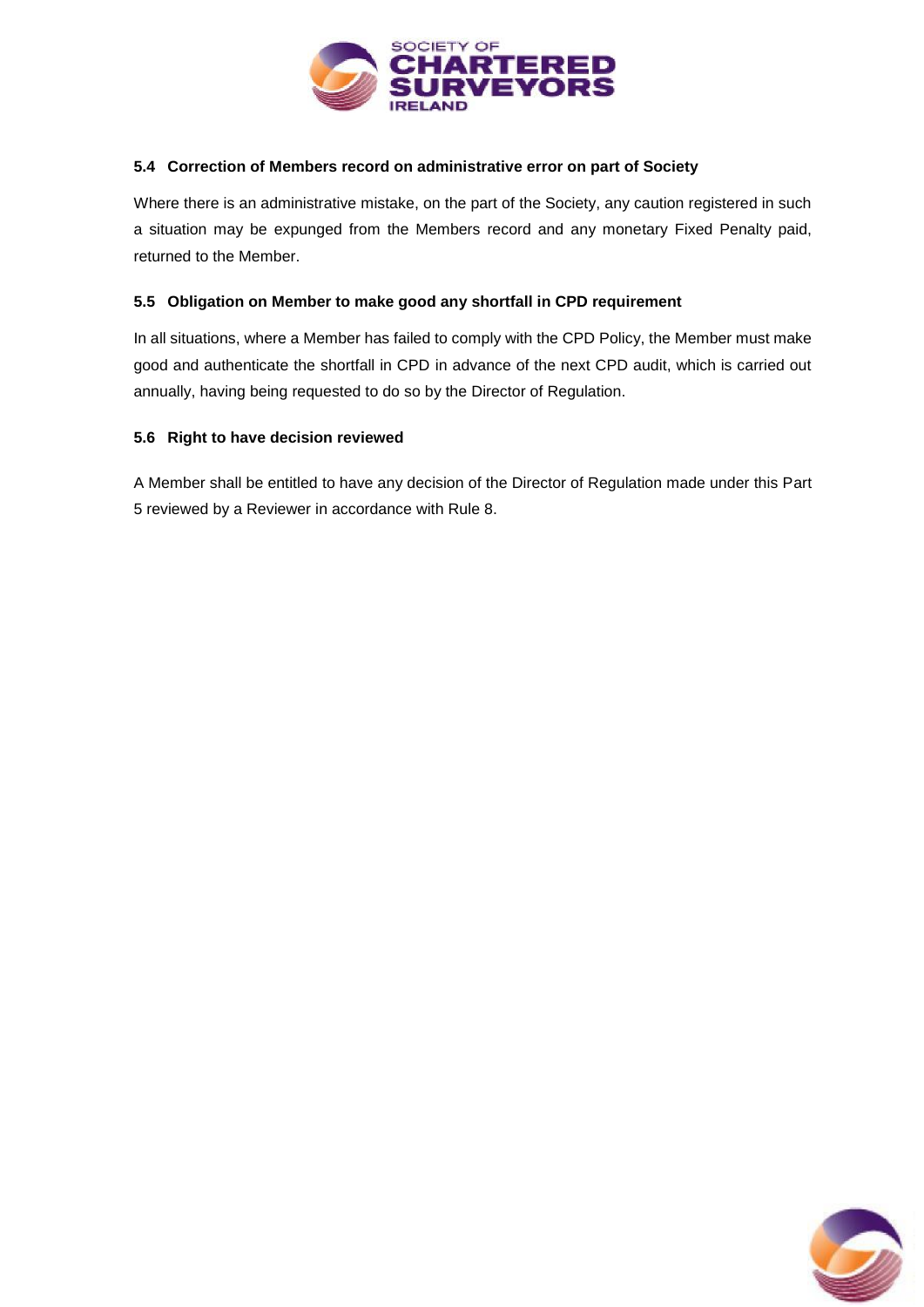### 5.4 Correction of Members record on administrative error on part of Society

Where there is an administrative mistake, on the part of the Society, any caution registered in such a situation may be expunged from the Members record and any monetary Fixed Penalty paid, returned to the Member.

### 5.5 Obligation on Member to make good any shortfall in CPD requirement

In all situations, where a Member has failed to comply with the CPD Policy, the Member must make good and authenticate the shortfall in CPD in advance of the next CPD audit, which is carried out annually, having being requested to do so by the Director of Regulation.

### 5.6 Right to have decision reviewed

A Member shall be entitled to have any decision of the Director of Regulation made under this Part 5 reviewed by a Reviewer in accordance with Rule 8.